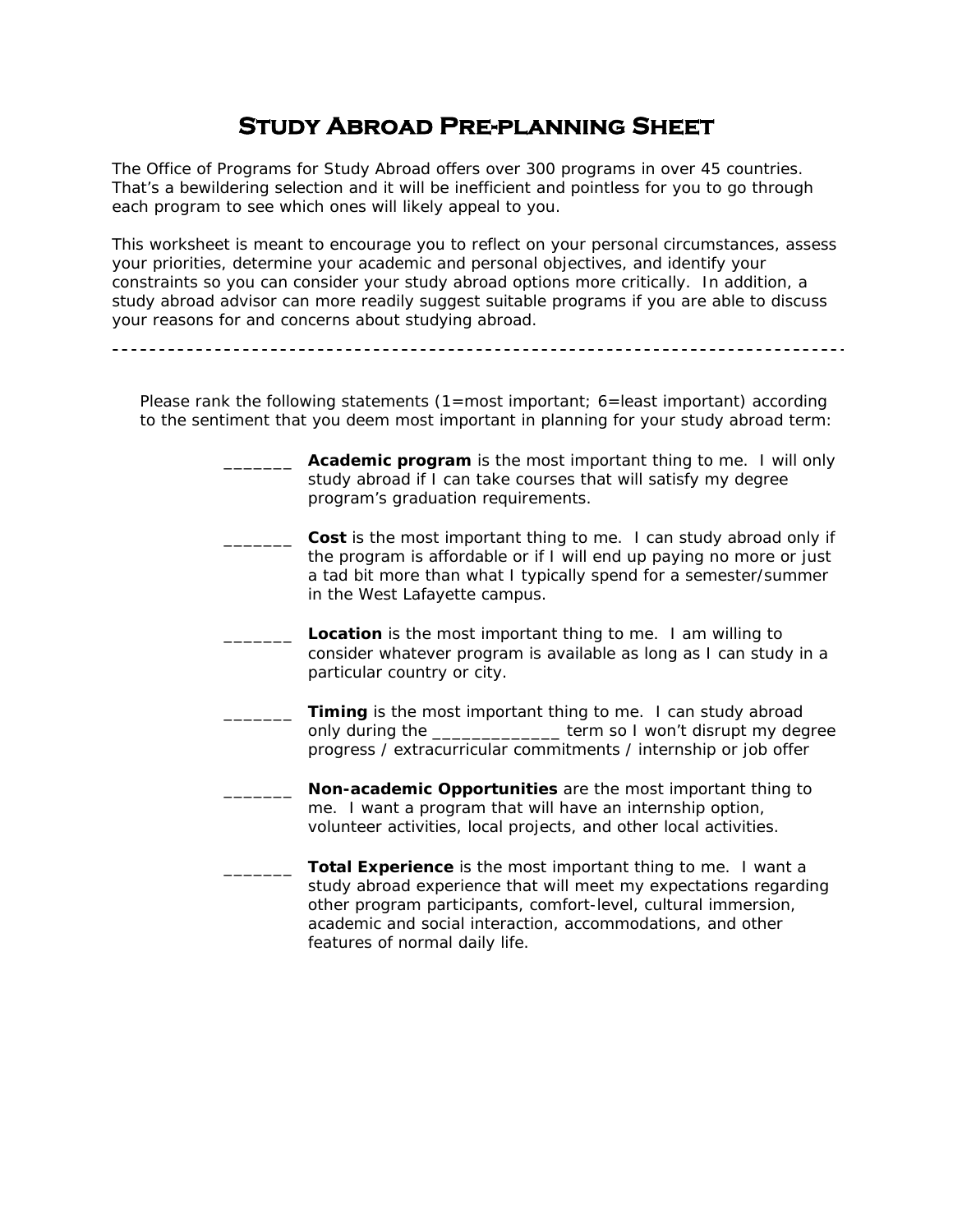# Study Abroad Pre-planning Sheet

The Office of Programs for Study Abroad offers over 300 programs in over 45 countries. That's a bewildering selection and it will be inefficient and pointless for you to go through each program to see which ones will likely appeal to you.

This worksheet is meant to encourage you to reflect on your personal circumstances, assess your priorities, determine your academic and personal objectives, and identify your constraints so you can consider your study abroad options more critically. In addition, a study abroad advisor can more readily suggest suitable programs if you are able to discuss your reasons for and concerns about studying abroad.

---

Please rank the following statements (1=most important; 6=least important) according to the sentiment that you deem most important in planning for your study abroad term:

_______ **Academic program** is the most important thing to me. I will only study abroad if I can take courses that will satisfy my degree program's graduation requirements.

_______ **Cost** is the most important thing to me. I can study abroad only if the program is affordable or if I will end up paying no more or just a tad bit more than what I typically spend for a semester/summer in the West Lafayette campus.

_______ **Location** is the most important thing to me. I am willing to consider whatever program is available as long as I can study in a particular country or city.

_______ **Timing** is the most important thing to me. I can study abroad only during the _____________ term so I won't disrupt my degree progress / extracurricular commitments / internship or job offer

_______ **Non-academic Opportunities** are the most important thing to me. I want a program that will have an internship option, volunteer activities, local projects, and other local activities.

_______ **Total Experience** is the most important thing to me. I want a study abroad experience that will meet my expectations regarding other program participants, comfort-level, cultural immersion, academic and social interaction, accommodations, and other features of normal daily life.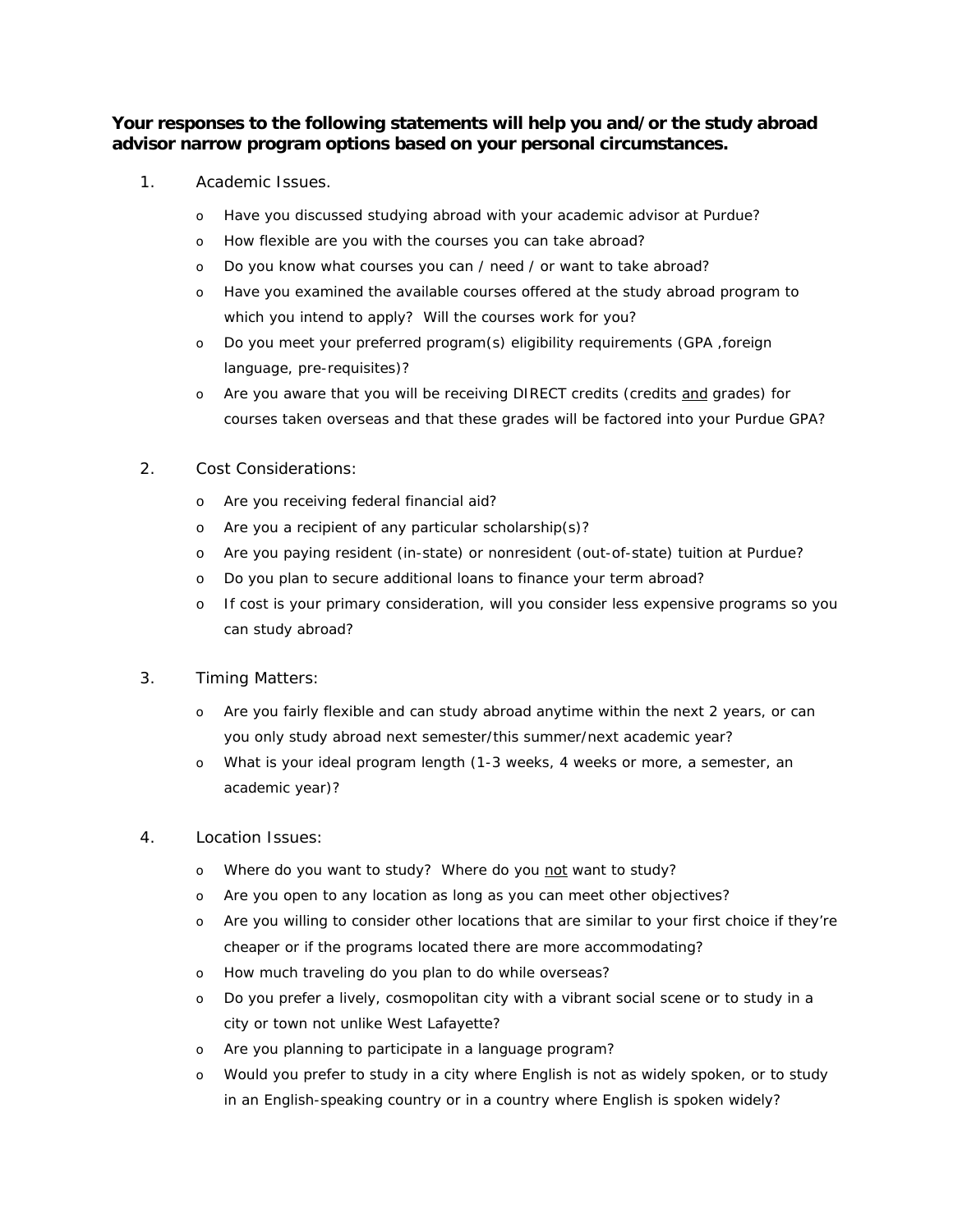**Your responses to the following statements will help you and/or the study abroad advisor narrow program options based on your personal circumstances.**

1. Academic Issues.
   - Have you discussed studying abroad with your academic advisor at Purdue?
   - How flexible are you with the courses you can take abroad?
   - Do you know what courses you can / need / or want to take abroad?
   - Have you examined the available courses offered at the study abroad program to which you intend to apply? Will the courses work for you?
   - Do you meet your preferred program(s) eligibility requirements (GPA ,foreign language, pre-requisites)?
   - Are you aware that you will be receiving DIRECT credits (credits <u>and</u> grades) for courses taken overseas and that these grades will be factored into your Purdue GPA?

2. Cost Considerations:
   - Are you receiving federal financial aid?
   - Are you a recipient of any particular scholarship(s)?
   - Are you paying resident (in-state) or nonresident (out-of-state) tuition at Purdue?
   - Do you plan to secure additional loans to finance your term abroad?
   - If cost is your primary consideration, will you consider less expensive programs so you can study abroad?

3. Timing Matters:
   - Are you fairly flexible and can study abroad anytime within the next 2 years, or can you only study abroad next semester/this summer/next academic year?
   - What is your ideal program length (1-3 weeks, 4 weeks or more, a semester, an academic year)?

4. Location Issues:
   - Where do you want to study? Where do you <u>not</u> want to study?
   - Are you open to any location as long as you can meet other objectives?
   - Are you willing to consider other locations that are similar to your first choice if they're cheaper or if the programs located there are more accommodating?
   - How much traveling do you plan to do while overseas?
   - Do you prefer a lively, cosmopolitan city with a vibrant social scene or to study in a city or town not unlike West Lafayette?
   - Are you planning to participate in a language program?
   - Would you prefer to study in a city where English is not as widely spoken, or to study in an English-speaking country or in a country where English is spoken widely?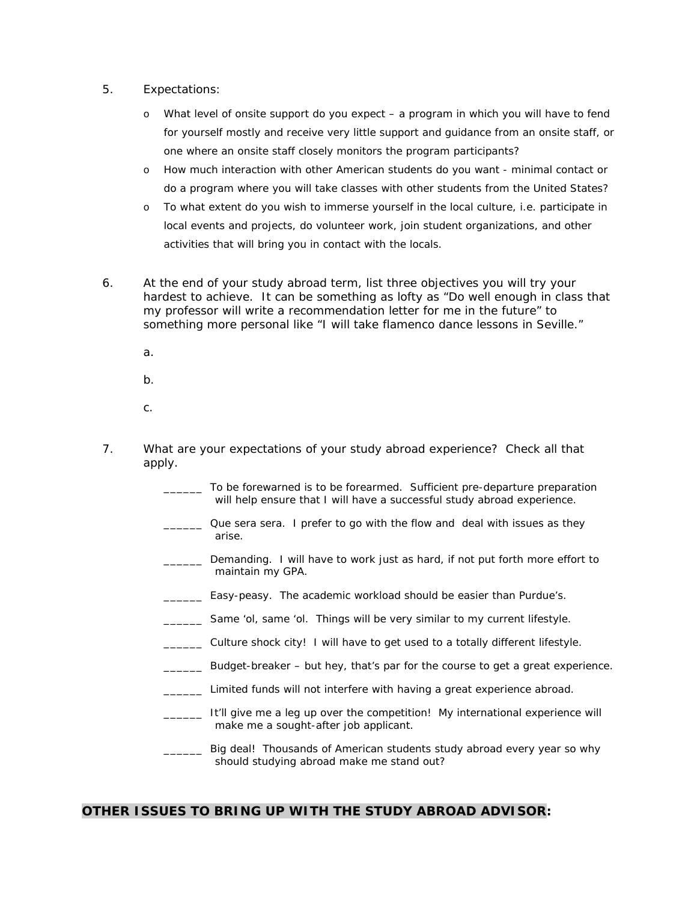5. Expectations:

   - What level of onsite support do you expect – a program in which you will have to fend for yourself mostly and receive very little support and guidance from an onsite staff, or one where an onsite staff closely monitors the program participants?
   - How much interaction with other American students do you want - minimal contact or do a program where you will take classes with other students from the United States?
   - To what extent do you wish to immerse yourself in the local culture, i.e. participate in local events and projects, do volunteer work, join student organizations, and other activities that will bring you in contact with the locals.

6. At the end of your study abroad term, list three objectives you will try your hardest to achieve. It can be something as lofty as “Do well enough in class that my professor will write a recommendation letter for me in the future” to something more personal like “I will take flamenco dance lessons in Seville.”

   a.

   b.

   c.

7. What are your expectations of your study abroad experience? Check all that apply.

   ______ To be forewarned is to be forearmed. Sufficient pre-departure preparation will help ensure that I will have a successful study abroad experience.

   ______ Que sera sera. I prefer to go with the flow and deal with issues as they arise.

   ______ Demanding. I will have to work just as hard, if not put forth more effort to maintain my GPA.

   ______ Easy-peasy. The academic workload should be easier than Purdue’s.

   ______ Same ‘ol, same ‘ol. Things will be very similar to my current lifestyle.

   ______ Culture shock city! I will have to get used to a totally different lifestyle.

   ______ Budget-breaker – but hey, that’s par for the course to get a great experience.

   ______ Limited funds will not interfere with having a great experience abroad.

   ______ It’ll give me a leg up over the competition! My international experience will make me a sought-after job applicant.

   ______ Big deal! Thousands of American students study abroad every year so why should studying abroad make me stand out?

**OTHER ISSUES TO BRING UP WITH THE STUDY ABROAD ADVISOR:**